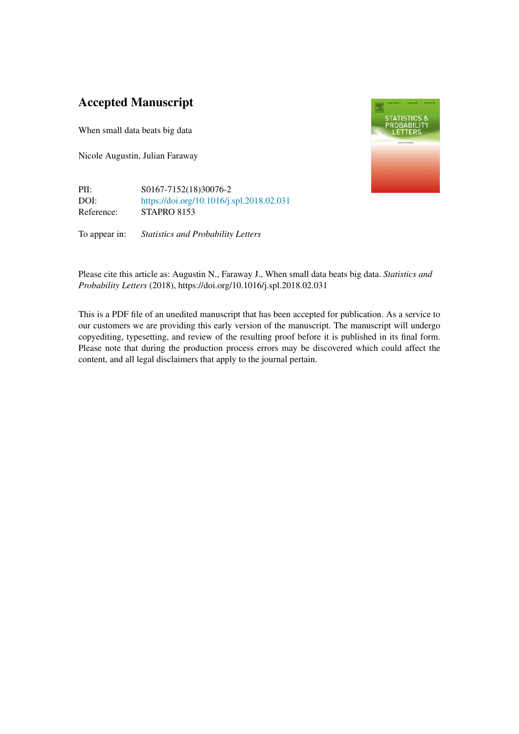# Accepted Manuscript

When small data beats big data

Nicole Augustin, Julian Faraway

| | |
|---|---|
| PII: | S0167-7152(18)30076-2 |
| DOI: | https://doi.org/10.1016/j.spl.2018.02.031 |
| Reference: | STAPRO 8153 |

To appear in: *Statistics and Probability Letters*

Please cite this article as: Augustin N., Faraway J., When small data beats big data. *Statistics and Probability Letters* (2018), https://doi.org/10.1016/j.spl.2018.02.031

This is a PDF file of an unedited manuscript that has been accepted for publication. As a service to our customers we are providing this early version of the manuscript. The manuscript will undergo copyediting, typesetting, and review of the resulting proof before it is published in its final form. Please note that during the production process errors may be discovered which could affect the content, and all legal disclaimers that apply to the journal pertain.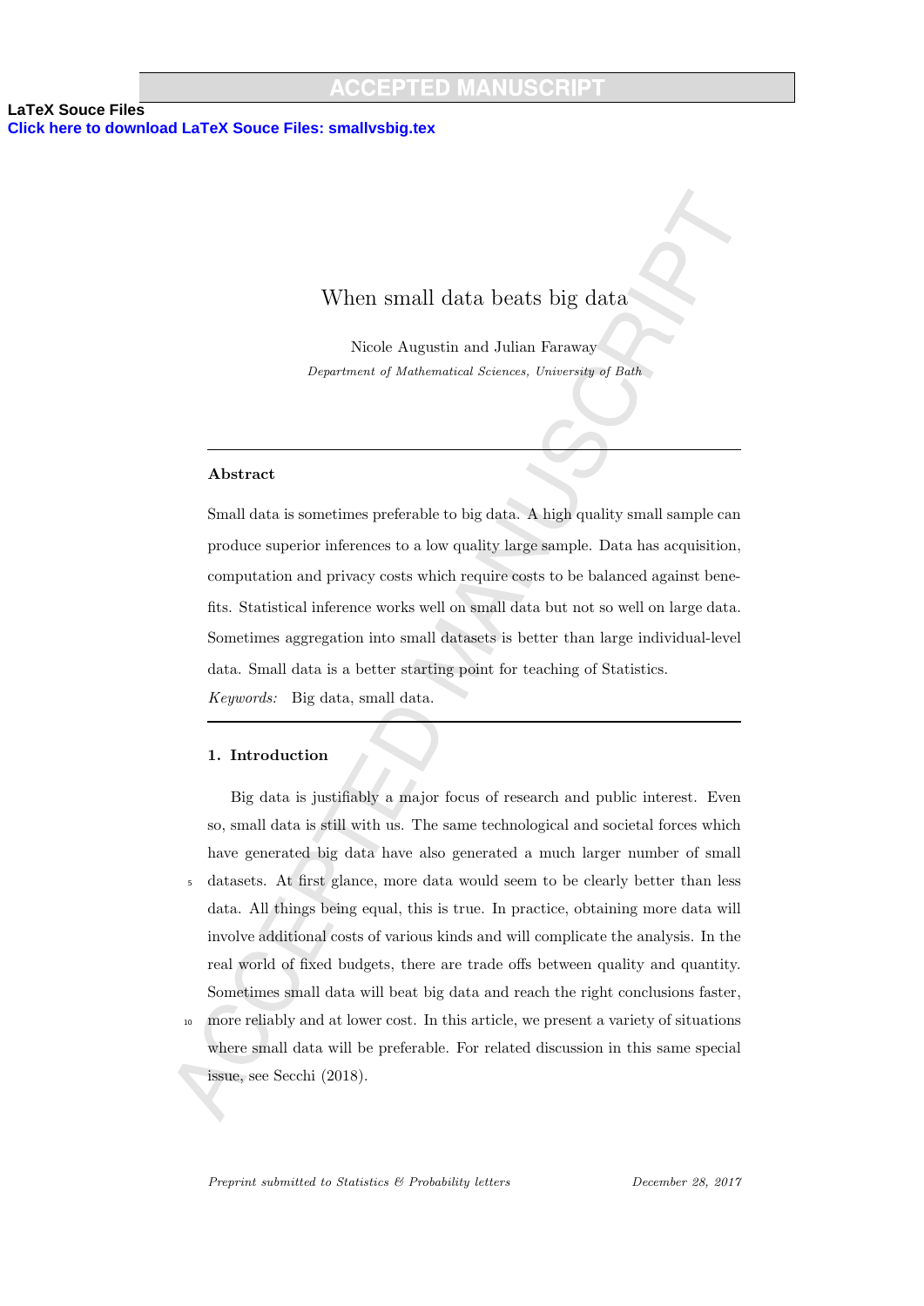# When small data beats big data

Nicole Augustin and Julian Faraway

*Department of Mathematical Sciences, University of Bath*

---

### Abstract

Small data is sometimes preferable to big data. A high quality small sample can produce superior inferences to a low quality large sample. Data has acquisition, computation and privacy costs which require costs to be balanced against benefits. Statistical inference works well on small data but not so well on large data. Sometimes aggregation into small datasets is better than large individual-level data. Small data is a better starting point for teaching of Statistics.

*Keywords:* Big data, small data.

---

## 1. Introduction

Big data is justifiably a major focus of research and public interest. Even so, small data is still with us. The same technological and societal forces which have generated big data have also generated a much larger number of small datasets. At first glance, more data would seem to be clearly better than less data. All things being equal, this is true. In practice, obtaining more data will involve additional costs of various kinds and will complicate the analysis. In the real world of fixed budgets, there are trade offs between quality and quantity. Sometimes small data will beat big data and reach the right conclusions faster, more reliably and at lower cost. In this article, we present a variety of situations where small data will be preferable. For related discussion in this same special issue, see Secchi (2018).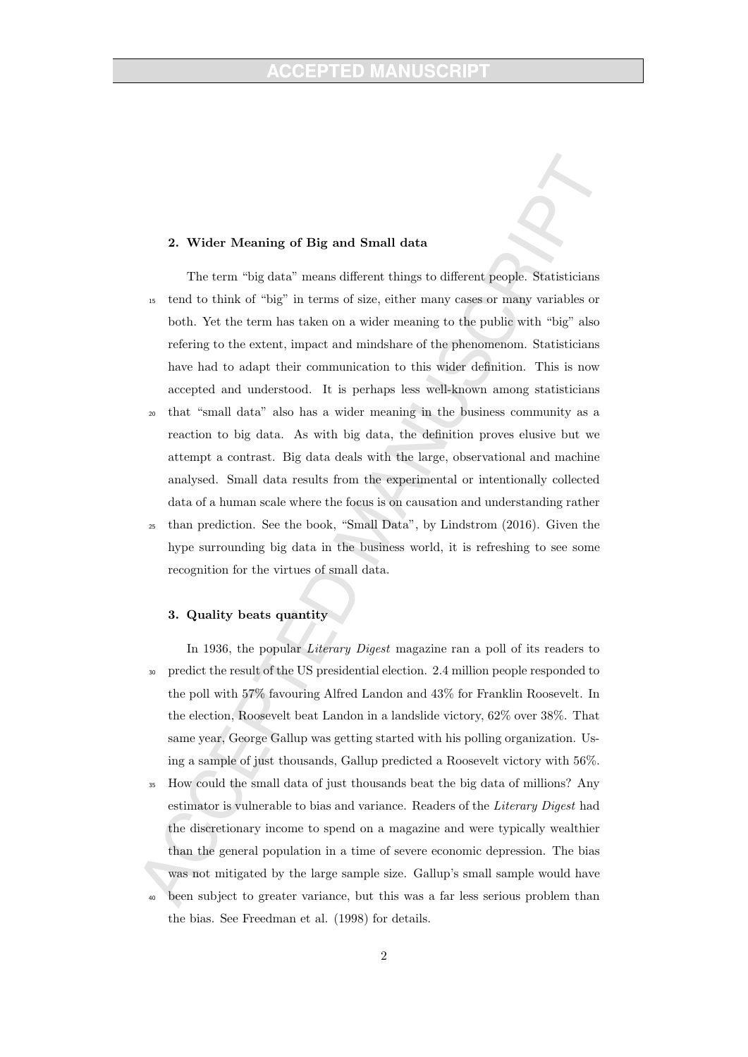## 2. Wider Meaning of Big and Small data

The term "big data" means different things to different people. Statisticians tend to think of "big" in terms of size, either many cases or many variables or both. Yet the term has taken on a wider meaning to the public with "big" also refering to the extent, impact and mindshare of the phenomenom. Statisticians have had to adapt their communication to this wider definition. This is now accepted and understood. It is perhaps less well-known among statisticians that "small data" also has a wider meaning in the business community as a reaction to big data. As with big data, the definition proves elusive but we attempt a contrast. Big data deals with the large, observational and machine analysed. Small data results from the experimental or intentionally collected data of a human scale where the focus is on causation and understanding rather than prediction. See the book, "Small Data", by Lindstrom (2016). Given the hype surrounding big data in the business world, it is refreshing to see some recognition for the virtues of small data.

## 3. Quality beats quantity

In 1936, the popular *Literary Digest* magazine ran a poll of its readers to predict the result of the US presidential election. 2.4 million people responded to the poll with 57% favouring Alfred Landon and 43% for Franklin Roosevelt. In the election, Roosevelt beat Landon in a landslide victory, 62% over 38%. That same year, George Gallup was getting started with his polling organization. Using a sample of just thousands, Gallup predicted a Roosevelt victory with 56%. How could the small data of just thousands beat the big data of millions? Any estimator is vulnerable to bias and variance. Readers of the *Literary Digest* had the discretionary income to spend on a magazine and were typically wealthier than the general population in a time of severe economic depression. The bias was not mitigated by the large sample size. Gallup's small sample would have been subject to greater variance, but this was a far less serious problem than the bias. See Freedman et al. (1998) for details.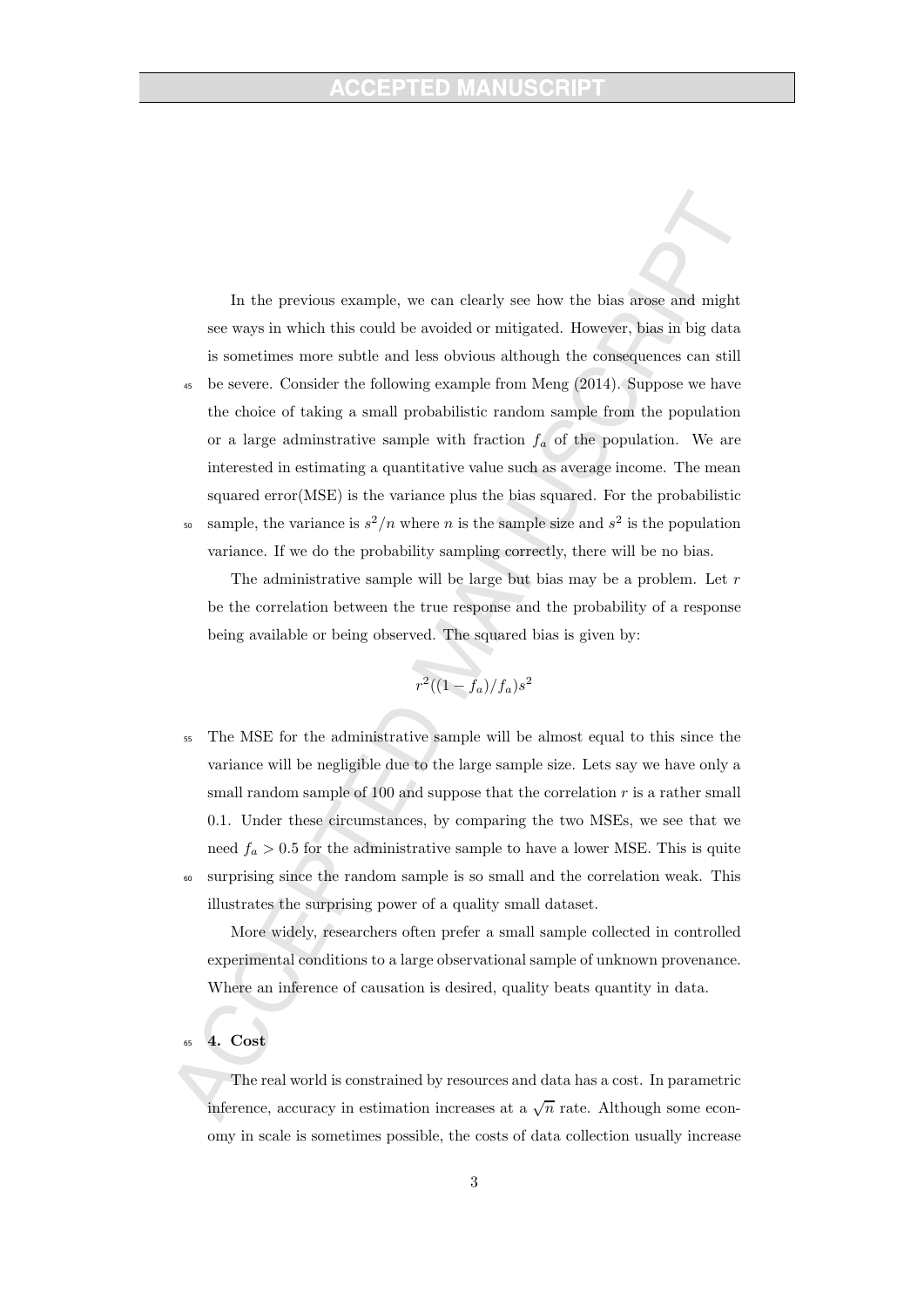In the previous example, we can clearly see how the bias arose and might see ways in which this could be avoided or mitigated. However, bias in big data is sometimes more subtle and less obvious although the consequences can still be severe. Consider the following example from Meng (2014). Suppose we have the choice of taking a small probabilistic random sample from the population or a large adminstrative sample with fraction $f_a$ of the population. We are interested in estimating a quantitative value such as average income. The mean squared error(MSE) is the variance plus the bias squared. For the probabilistic sample, the variance is $s^2/n$ where $n$ is the sample size and $s^2$ is the population variance. If we do the probability sampling correctly, there will be no bias.

The administrative sample will be large but bias may be a problem. Let $r$ be the correlation between the true response and the probability of a response being available or being observed. The squared bias is given by:

$$r^2((1 - f_a)/f_a)s^2$$

The MSE for the administrative sample will be almost equal to this since the variance will be negligible due to the large sample size. Lets say we have only a small random sample of 100 and suppose that the correlation $r$ is a rather small 0.1. Under these circumstances, by comparing the two MSEs, we see that we need $f_a > 0.5$ for the administrative sample to have a lower MSE. This is quite surprising since the random sample is so small and the correlation weak. This illustrates the surprising power of a quality small dataset.

More widely, researchers often prefer a small sample collected in controlled experimental conditions to a large observational sample of unknown provenance. Where an inference of causation is desired, quality beats quantity in data.

## 4. Cost

The real world is constrained by resources and data has a cost. In parametric inference, accuracy in estimation increases at a $\sqrt{n}$ rate. Although some economy in scale is sometimes possible, the costs of data collection usually increase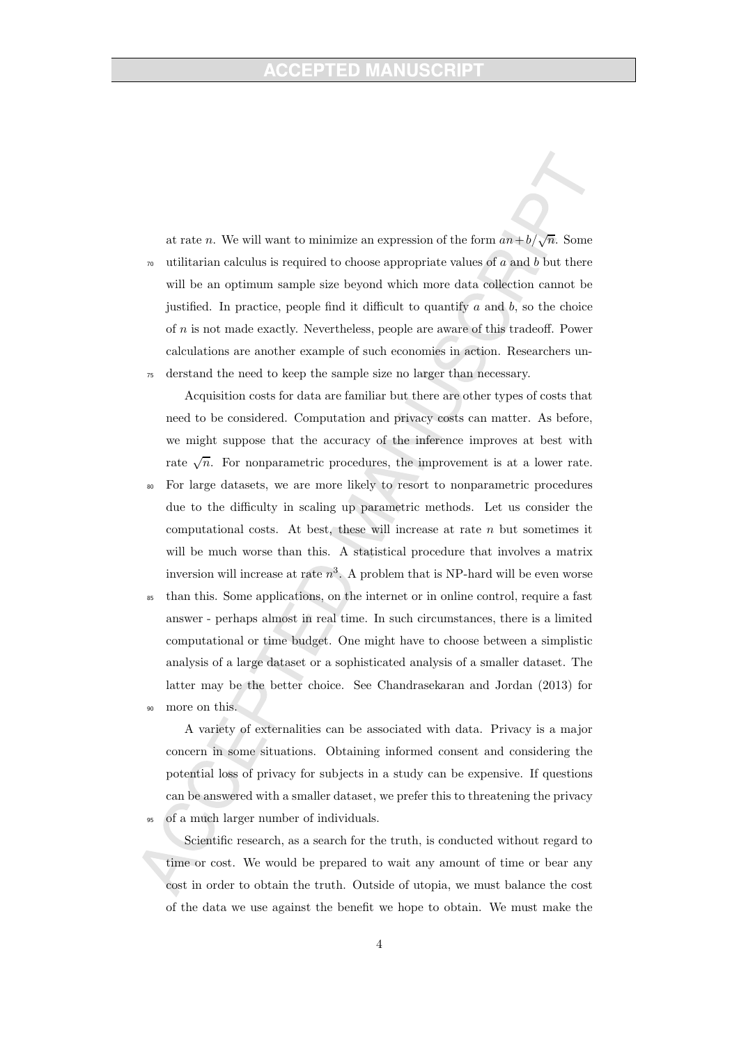at rate $n$. We will want to minimize an expression of the form $an + b/\sqrt{n}$. Some utilitarian calculus is required to choose appropriate values of $a$ and $b$ but there will be an optimum sample size beyond which more data collection cannot be justified. In practice, people find it difficult to quantify $a$ and $b$, so the choice of $n$ is not made exactly. Nevertheless, people are aware of this tradeoff. Power calculations are another example of such economies in action. Researchers understand the need to keep the sample size no larger than necessary.

Acquisition costs for data are familiar but there are other types of costs that need to be considered. Computation and privacy costs can matter. As before, we might suppose that the accuracy of the inference improves at best with rate $\sqrt{n}$. For nonparametric procedures, the improvement is at a lower rate. For large datasets, we are more likely to resort to nonparametric procedures due to the difficulty in scaling up parametric methods. Let us consider the computational costs. At best, these will increase at rate $n$ but sometimes it will be much worse than this. A statistical procedure that involves a matrix inversion will increase at rate $n^3$. A problem that is NP-hard will be even worse than this. Some applications, on the internet or in online control, require a fast answer - perhaps almost in real time. In such circumstances, there is a limited computational or time budget. One might have to choose between a simplistic analysis of a large dataset or a sophisticated analysis of a smaller dataset. The latter may be the better choice. See Chandrasekaran and Jordan (2013) for more on this.

A variety of externalities can be associated with data. Privacy is a major concern in some situations. Obtaining informed consent and considering the potential loss of privacy for subjects in a study can be expensive. If questions can be answered with a smaller dataset, we prefer this to threatening the privacy of a much larger number of individuals.

Scientific research, as a search for the truth, is conducted without regard to time or cost. We would be prepared to wait any amount of time or bear any cost in order to obtain the truth. Outside of utopia, we must balance the cost of the data we use against the benefit we hope to obtain. We must make the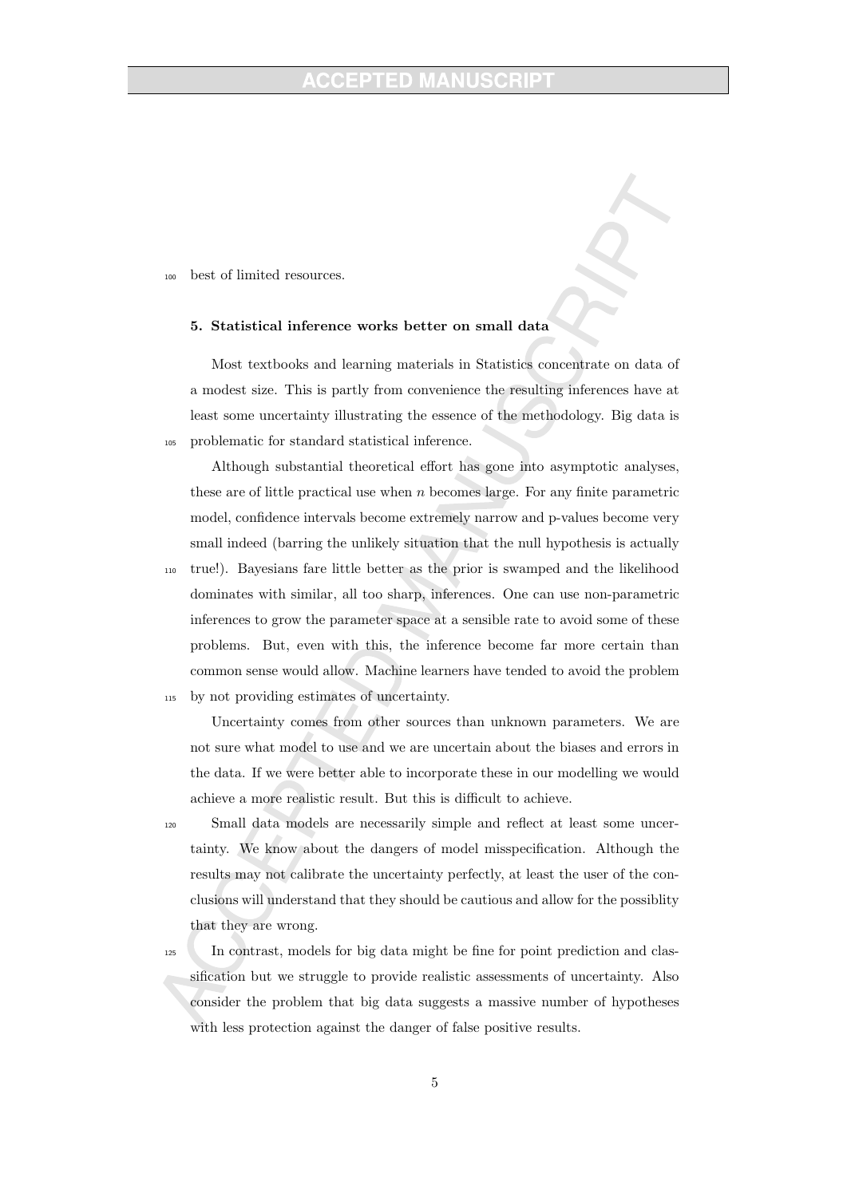best of limited resources.

## 5. Statistical inference works better on small data

Most textbooks and learning materials in Statistics concentrate on data of a modest size. This is partly from convenience the resulting inferences have at least some uncertainty illustrating the essence of the methodology. Big data is problematic for standard statistical inference.

Although substantial theoretical effort has gone into asymptotic analyses, these are of little practical use when $n$ becomes large. For any finite parametric model, confidence intervals become extremely narrow and p-values become very small indeed (barring the unlikely situation that the null hypothesis is actually true!). Bayesians fare little better as the prior is swamped and the likelihood dominates with similar, all too sharp, inferences. One can use non-parametric inferences to grow the parameter space at a sensible rate to avoid some of these problems. But, even with this, the inference become far more certain than common sense would allow. Machine learners have tended to avoid the problem by not providing estimates of uncertainty.

Uncertainty comes from other sources than unknown parameters. We are not sure what model to use and we are uncertain about the biases and errors in the data. If we were better able to incorporate these in our modelling we would achieve a more realistic result. But this is difficult to achieve.

Small data models are necessarily simple and reflect at least some uncertainty. We know about the dangers of model misspecification. Although the results may not calibrate the uncertainty perfectly, at least the user of the conclusions will understand that they should be cautious and allow for the possiblity that they are wrong.

In contrast, models for big data might be fine for point prediction and classification but we struggle to provide realistic assessments of uncertainty. Also consider the problem that big data suggests a massive number of hypotheses with less protection against the danger of false positive results.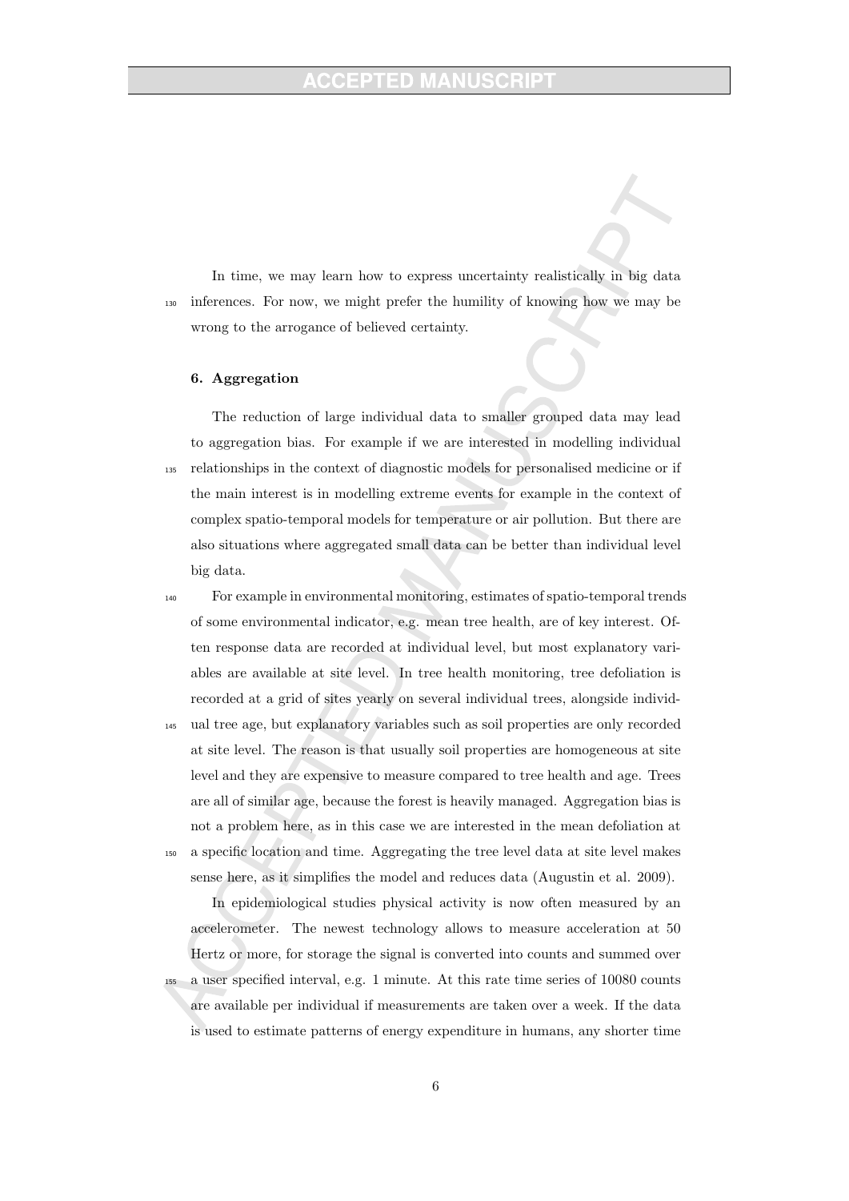In time, we may learn how to express uncertainty realistically in big data inferences. For now, we might prefer the humility of knowing how we may be wrong to the arrogance of believed certainty.

### 6. Aggregation

The reduction of large individual data to smaller grouped data may lead to aggregation bias. For example if we are interested in modelling individual relationships in the context of diagnostic models for personalised medicine or if the main interest is in modelling extreme events for example in the context of complex spatio-temporal models for temperature or air pollution. But there are also situations where aggregated small data can be better than individual level big data.

For example in environmental monitoring, estimates of spatio-temporal trends of some environmental indicator, e.g. mean tree health, are of key interest. Often response data are recorded at individual level, but most explanatory variables are available at site level. In tree health monitoring, tree defoliation is recorded at a grid of sites yearly on several individual trees, alongside individual tree age, but explanatory variables such as soil properties are only recorded at site level. The reason is that usually soil properties are homogeneous at site level and they are expensive to measure compared to tree health and age. Trees are all of similar age, because the forest is heavily managed. Aggregation bias is not a problem here, as in this case we are interested in the mean defoliation at a specific location and time. Aggregating the tree level data at site level makes sense here, as it simplifies the model and reduces data (Augustin et al. 2009).

In epidemiological studies physical activity is now often measured by an accelerometer. The newest technology allows to measure acceleration at 50 Hertz or more, for storage the signal is converted into counts and summed over a user specified interval, e.g. 1 minute. At this rate time series of 10080 counts are available per individual if measurements are taken over a week. If the data is used to estimate patterns of energy expenditure in humans, any shorter time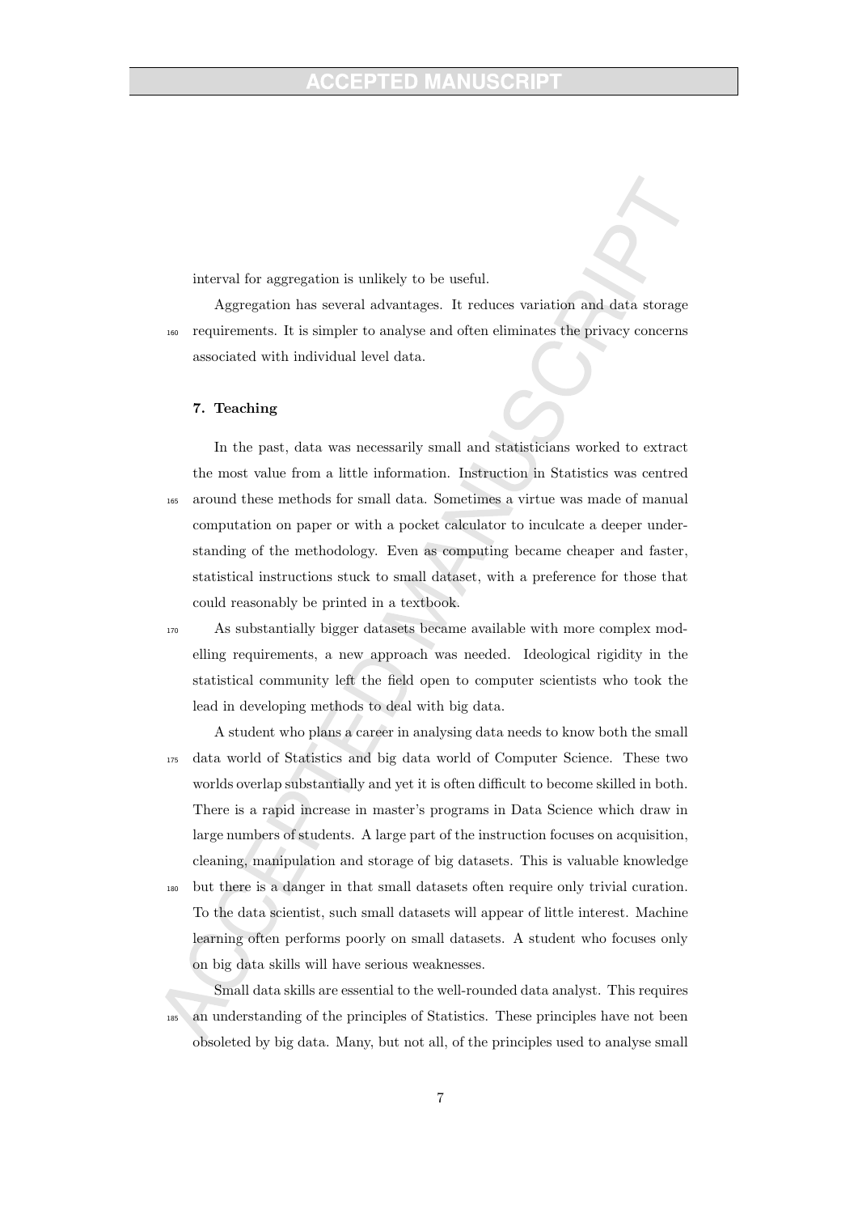interval for aggregation is unlikely to be useful.

Aggregation has several advantages. It reduces variation and data storage requirements. It is simpler to analyse and often eliminates the privacy concerns associated with individual level data.

## 7. Teaching

In the past, data was necessarily small and statisticians worked to extract the most value from a little information. Instruction in Statistics was centred around these methods for small data. Sometimes a virtue was made of manual computation on paper or with a pocket calculator to inculcate a deeper understanding of the methodology. Even as computing became cheaper and faster, statistical instructions stuck to small dataset, with a preference for those that could reasonably be printed in a textbook.

As substantially bigger datasets became available with more complex modelling requirements, a new approach was needed. Ideological rigidity in the statistical community left the field open to computer scientists who took the lead in developing methods to deal with big data.

A student who plans a career in analysing data needs to know both the small data world of Statistics and big data world of Computer Science. These two worlds overlap substantially and yet it is often difficult to become skilled in both. There is a rapid increase in master's programs in Data Science which draw in large numbers of students. A large part of the instruction focuses on acquisition, cleaning, manipulation and storage of big datasets. This is valuable knowledge but there is a danger in that small datasets often require only trivial curation. To the data scientist, such small datasets will appear of little interest. Machine learning often performs poorly on small datasets. A student who focuses only on big data skills will have serious weaknesses.

Small data skills are essential to the well-rounded data analyst. This requires an understanding of the principles of Statistics. These principles have not been obsoleted by big data. Many, but not all, of the principles used to analyse small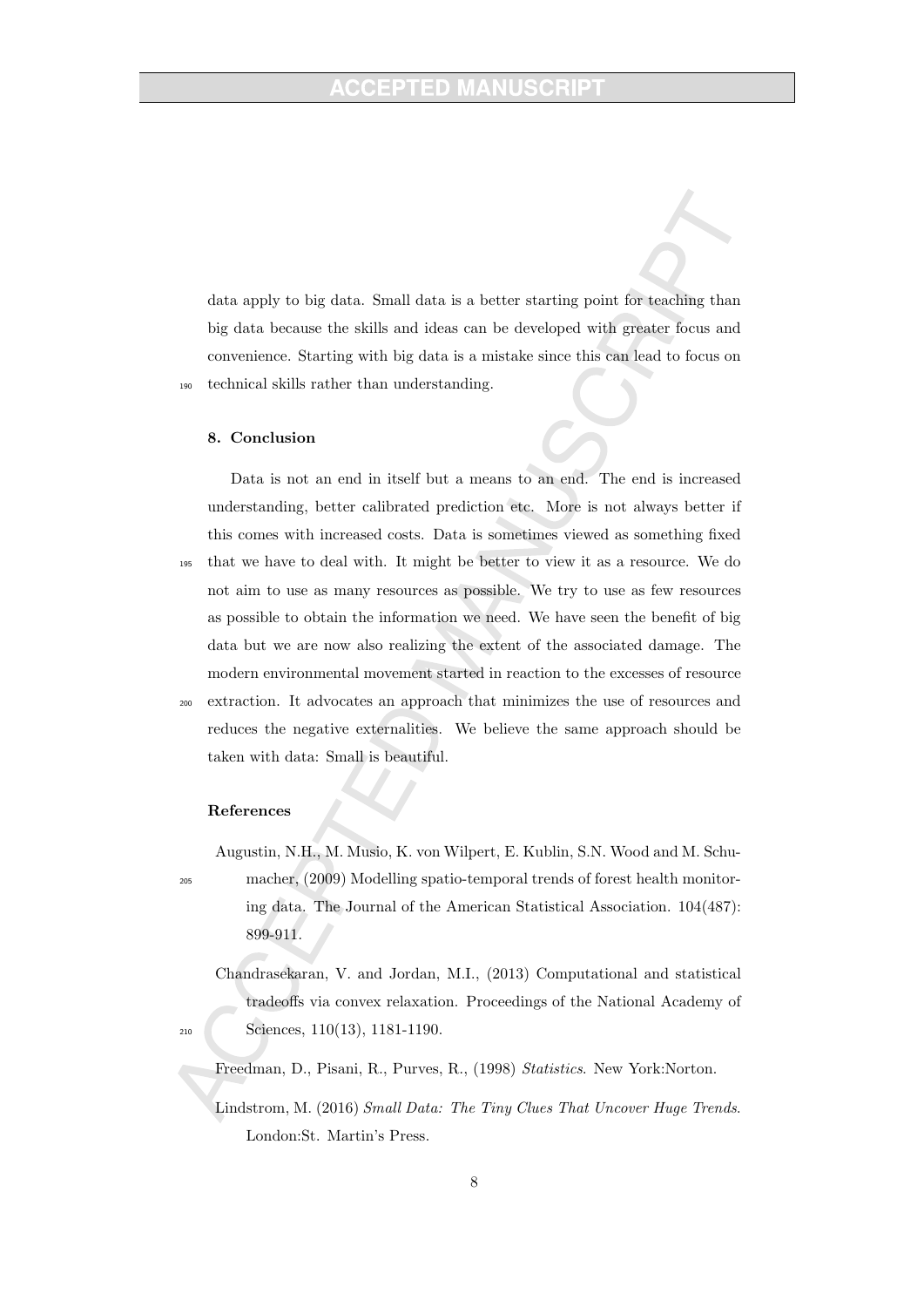data apply to big data. Small data is a better starting point for teaching than big data because the skills and ideas can be developed with greater focus and convenience. Starting with big data is a mistake since this can lead to focus on technical skills rather than understanding.

## 8. Conclusion

Data is not an end in itself but a means to an end. The end is increased understanding, better calibrated prediction etc. More is not always better if this comes with increased costs. Data is sometimes viewed as something fixed that we have to deal with. It might be better to view it as a resource. We do not aim to use as many resources as possible. We try to use as few resources as possible to obtain the information we need. We have seen the benefit of big data but we are now also realizing the extent of the associated damage. The modern environmental movement started in reaction to the excesses of resource extraction. It advocates an approach that minimizes the use of resources and reduces the negative externalities. We believe the same approach should be taken with data: Small is beautiful.

## References

Augustin, N.H., M. Musio, K. von Wilpert, E. Kublin, S.N. Wood and M. Schumacher, (2009) Modelling spatio-temporal trends of forest health monitoring data. The Journal of the American Statistical Association. 104(487): 899-911.

Chandrasekaran, V. and Jordan, M.I., (2013) Computational and statistical tradeoffs via convex relaxation. Proceedings of the National Academy of Sciences, 110(13), 1181-1190.

Freedman, D., Pisani, R., Purves, R., (1998) *Statistics*. New York:Norton.

Lindstrom, M. (2016) *Small Data: The Tiny Clues That Uncover Huge Trends*. London:St. Martin's Press.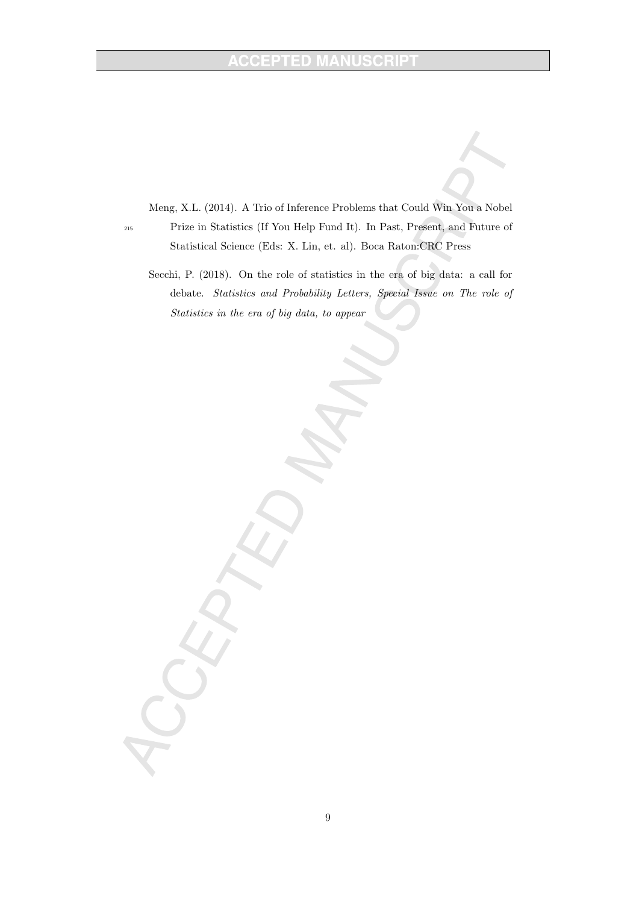Meng, X.L. (2014). A Trio of Inference Problems that Could Win You a Nobel Prize in Statistics (If You Help Fund It). In Past, Present, and Future of Statistical Science (Eds: X. Lin, et. al). Boca Raton:CRC Press

Secchi, P. (2018). On the role of statistics in the era of big data: a call for debate. *Statistics and Probability Letters, Special Issue on The role of Statistics in the era of big data, to appear*